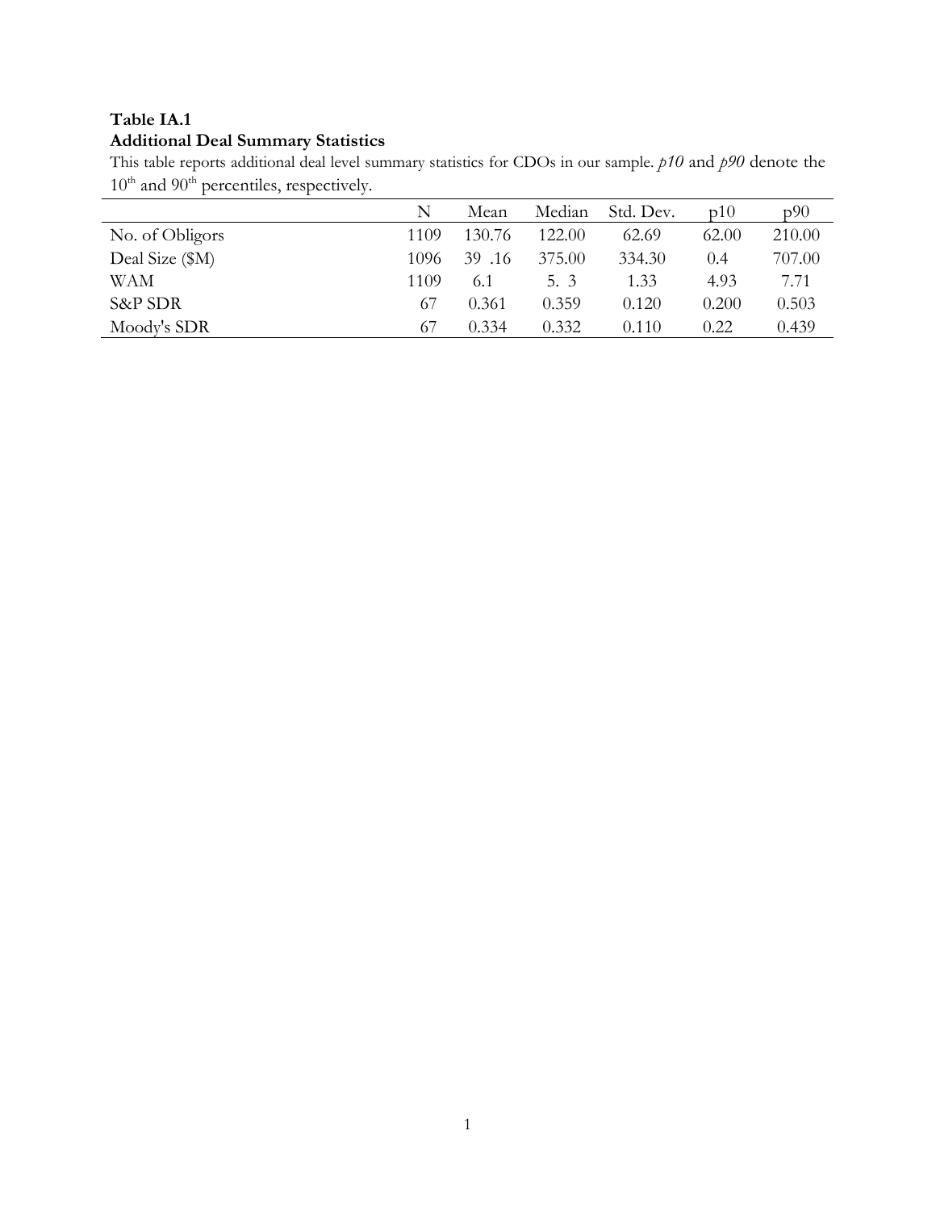**Table IA.1**
**Additional Deal Summary Statistics**

This table reports additional deal level summary statistics for CDOs in our sample. *p10* and *p90* denote the 10[th] and 90[th] percentiles, respectively.

| | N | Mean | Median | Std. Dev. | p10 | p90 |
|---|---|---|---|---|---|---|
| No. of Obligors | 1109 | 130.76 | 122.00 | 62.69 | 62.00 | 210.00 |
| Deal Size ($M) | 1096 | 39 .16 | 375.00 | 334.30 | 0.4 | 707.00 |
| WAM | 1109 | 6.1 | 5. 3 | 1.33 | 4.93 | 7.71 |
| S&P SDR | 67 | 0.361 | 0.359 | 0.120 | 0.200 | 0.503 |
| Moody's SDR | 67 | 0.334 | 0.332 | 0.110 | 0.22 | 0.439 |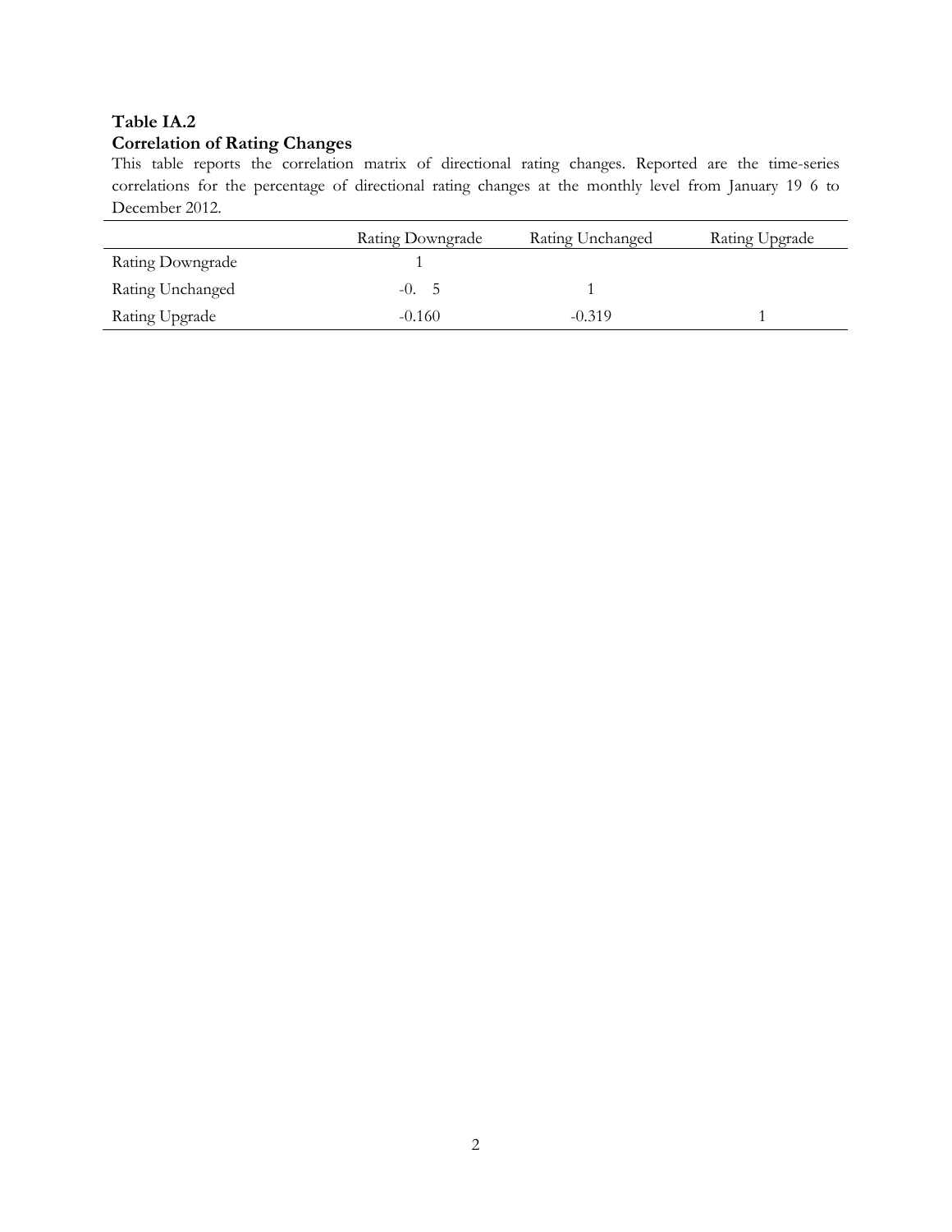**Table IA.2**
**Correlation of Rating Changes**

This table reports the correlation matrix of directional rating changes. Reported are the time-series correlations for the percentage of directional rating changes at the monthly level from January 19 6 to December 2012.

| | Rating Downgrade | Rating Unchanged | Rating Upgrade |
|---|---|---|---|
| Rating Downgrade | 1 | | |
| Rating Unchanged | -0. 5 | 1 | |
| Rating Upgrade | -0.160 | -0.319 | 1 |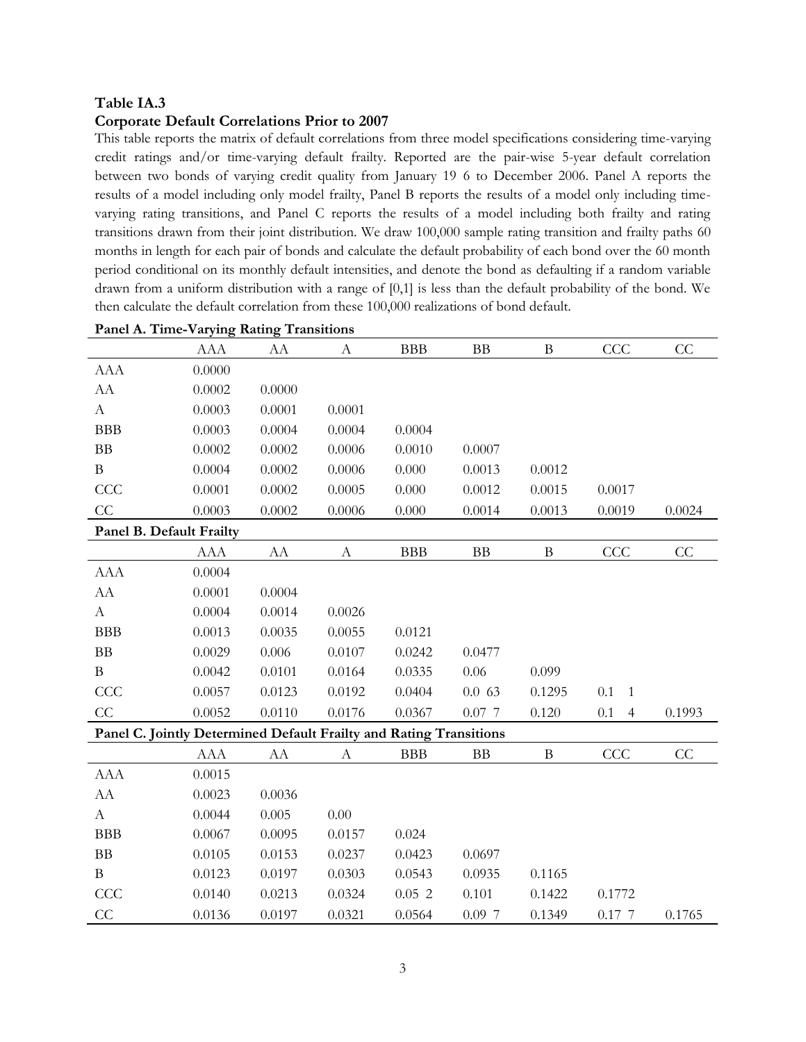**Table IA.3**

**Corporate Default Correlations Prior to 2007**

This table reports the matrix of default correlations from three model specifications considering time-varying credit ratings and/or time-varying default frailty. Reported are the pair-wise 5-year default correlation between two bonds of varying credit quality from January 19 6 to December 2006. Panel A reports the results of a model including only model frailty, Panel B reports the results of a model only including time-varying rating transitions, and Panel C reports the results of a model including both frailty and rating transitions drawn from their joint distribution. We draw 100,000 sample rating transition and frailty paths 60 months in length for each pair of bonds and calculate the default probability of each bond over the 60 month period conditional on its monthly default intensities, and denote the bond as defaulting if a random variable drawn from a uniform distribution with a range of [0,1] is less than the default probability of the bond. We then calculate the default correlation from these 100,000 realizations of bond default.

**Panel A. Time-Varying Rating Transitions**

| | AAA | AA | A | BBB | BB | B | CCC | CC |
|---|---|---|---|---|---|---|---|---|
| AAA | 0.0000 | | | | | | | |
| AA | 0.0002 | 0.0000 | | | | | | |
| A | 0.0003 | 0.0001 | 0.0001 | | | | | |
| BBB | 0.0003 | 0.0004 | 0.0004 | 0.0004 | | | | |
| BB | 0.0002 | 0.0002 | 0.0006 | 0.0010 | 0.0007 | | | |
| B | 0.0004 | 0.0002 | 0.0006 | 0.000 | 0.0013 | 0.0012 | | |
| CCC | 0.0001 | 0.0002 | 0.0005 | 0.000 | 0.0012 | 0.0015 | 0.0017 | |
| CC | 0.0003 | 0.0002 | 0.0006 | 0.000 | 0.0014 | 0.0013 | 0.0019 | 0.0024 |

**Panel B. Default Frailty**

| | AAA | AA | A | BBB | BB | B | CCC | CC |
|---|---|---|---|---|---|---|---|---|
| AAA | 0.0004 | | | | | | | |
| AA | 0.0001 | 0.0004 | | | | | | |
| A | 0.0004 | 0.0014 | 0.0026 | | | | | |
| BBB | 0.0013 | 0.0035 | 0.0055 | 0.0121 | | | | |
| BB | 0.0029 | 0.006 | 0.0107 | 0.0242 | 0.0477 | | | |
| B | 0.0042 | 0.0101 | 0.0164 | 0.0335 | 0.06 | 0.099 | | |
| CCC | 0.0057 | 0.0123 | 0.0192 | 0.0404 | 0.0 63 | 0.1295 | 0.1 1 | |
| CC | 0.0052 | 0.0110 | 0.0176 | 0.0367 | 0.07 7 | 0.120 | 0.1 4 | 0.1993 |

**Panel C. Jointly Determined Default Frailty and Rating Transitions**

| | AAA | AA | A | BBB | BB | B | CCC | CC |
|---|---|---|---|---|---|---|---|---|
| AAA | 0.0015 | | | | | | | |
| AA | 0.0023 | 0.0036 | | | | | | |
| A | 0.0044 | 0.005 | 0.00 | | | | | |
| BBB | 0.0067 | 0.0095 | 0.0157 | 0.024 | | | | |
| BB | 0.0105 | 0.0153 | 0.0237 | 0.0423 | 0.0697 | | | |
| B | 0.0123 | 0.0197 | 0.0303 | 0.0543 | 0.0935 | 0.1165 | | |
| CCC | 0.0140 | 0.0213 | 0.0324 | 0.05 2 | 0.101 | 0.1422 | 0.1772 | |
| CC | 0.0136 | 0.0197 | 0.0321 | 0.0564 | 0.09 7 | 0.1349 | 0.17 7 | 0.1765 |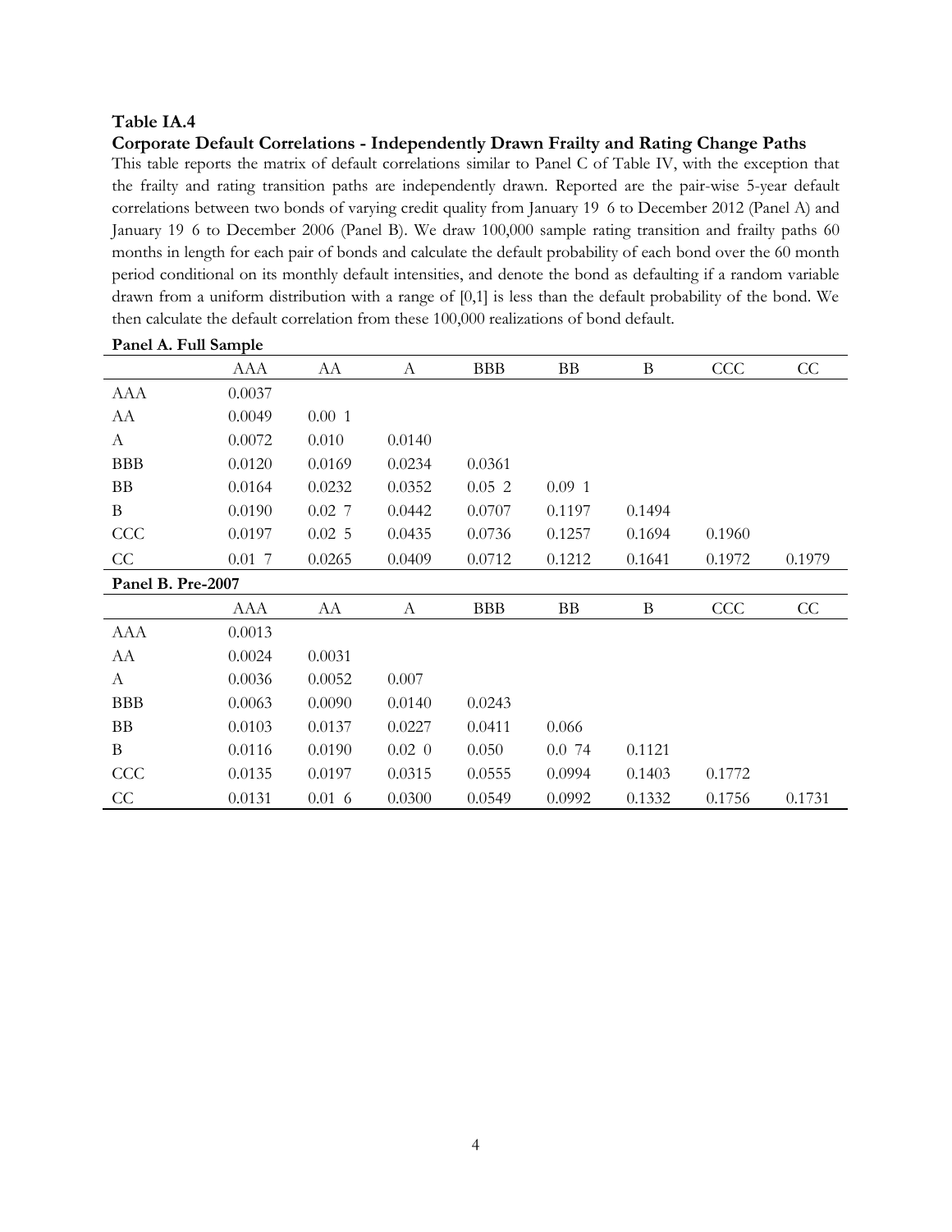**Table IA.4**

**Corporate Default Correlations - Independently Drawn Frailty and Rating Change Paths**

This table reports the matrix of default correlations similar to Panel C of Table IV, with the exception that the frailty and rating transition paths are independently drawn. Reported are the pair-wise 5-year default correlations between two bonds of varying credit quality from January 19 6 to December 2012 (Panel A) and January 19 6 to December 2006 (Panel B). We draw 100,000 sample rating transition and frailty paths 60 months in length for each pair of bonds and calculate the default probability of each bond over the 60 month period conditional on its monthly default intensities, and denote the bond as defaulting if a random variable drawn from a uniform distribution with a range of [0,1] is less than the default probability of the bond. We then calculate the default correlation from these 100,000 realizations of bond default.

**Panel A. Full Sample**

| | AAA | AA | A | BBB | BB | B | CCC | CC |
|---|---|---|---|---|---|---|---|---|
| AAA | 0.0037 | | | | | | | |
| AA | 0.0049 | 0.00 1 | | | | | | |
| A | 0.0072 | 0.010 | 0.0140 | | | | | |
| BBB | 0.0120 | 0.0169 | 0.0234 | 0.0361 | | | | |
| BB | 0.0164 | 0.0232 | 0.0352 | 0.05 2 | 0.09 1 | | | |
| B | 0.0190 | 0.02 7 | 0.0442 | 0.0707 | 0.1197 | 0.1494 | | |
| CCC | 0.0197 | 0.02 5 | 0.0435 | 0.0736 | 0.1257 | 0.1694 | 0.1960 | |
| CC | 0.01 7 | 0.0265 | 0.0409 | 0.0712 | 0.1212 | 0.1641 | 0.1972 | 0.1979 |

**Panel B. Pre-2007**

| | AAA | AA | A | BBB | BB | B | CCC | CC |
|---|---|---|---|---|---|---|---|---|
| AAA | 0.0013 | | | | | | | |
| AA | 0.0024 | 0.0031 | | | | | | |
| A | 0.0036 | 0.0052 | 0.007 | | | | | |
| BBB | 0.0063 | 0.0090 | 0.0140 | 0.0243 | | | | |
| BB | 0.0103 | 0.0137 | 0.0227 | 0.0411 | 0.066 | | | |
| B | 0.0116 | 0.0190 | 0.02 0 | 0.050 | 0.0 74 | 0.1121 | | |
| CCC | 0.0135 | 0.0197 | 0.0315 | 0.0555 | 0.0994 | 0.1403 | 0.1772 | |
| CC | 0.0131 | 0.01 6 | 0.0300 | 0.0549 | 0.0992 | 0.1332 | 0.1756 | 0.1731 |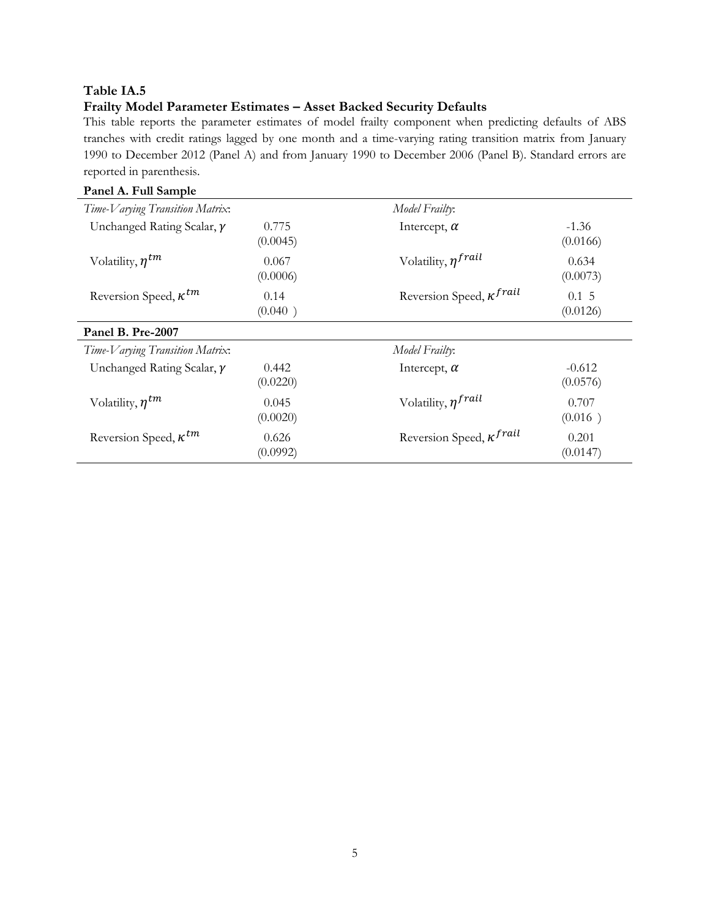**Table IA.5**

**Frailty Model Parameter Estimates – Asset Backed Security Defaults**

This table reports the parameter estimates of model frailty component when predicting defaults of ABS tranches with credit ratings lagged by one month and a time-varying rating transition matrix from January 1990 to December 2012 (Panel A) and from January 1990 to December 2006 (Panel B). Standard errors are reported in parenthesis.

**Panel A. Full Sample**

| *Time-Varying Transition Matrix*: | | *Model Frailty*: | |
|---|---|---|---|
| Unchanged Rating Scalar, $\gamma$ | 0.775<br>(0.0045) | Intercept, $\alpha$ | -1.36<br>(0.0166) |
| Volatility, $\eta^{tm}$ | 0.067<br>(0.0006) | Volatility, $\eta^{frail}$ | 0.634<br>(0.0073) |
| Reversion Speed, $\kappa^{tm}$ | 0.14<br>(0.040 ) | Reversion Speed, $\kappa^{frail}$ | 0.1 5<br>(0.0126) |

**Panel B. Pre-2007**

| *Time-Varying Transition Matrix*: | | *Model Frailty*: | |
|---|---|---|---|
| Unchanged Rating Scalar, $\gamma$ | 0.442<br>(0.0220) | Intercept, $\alpha$ | -0.612<br>(0.0576) |
| Volatility, $\eta^{tm}$ | 0.045<br>(0.0020) | Volatility, $\eta^{frail}$ | 0.707<br>(0.016 ) |
| Reversion Speed, $\kappa^{tm}$ | 0.626<br>(0.0992) | Reversion Speed, $\kappa^{frail}$ | 0.201<br>(0.0147) |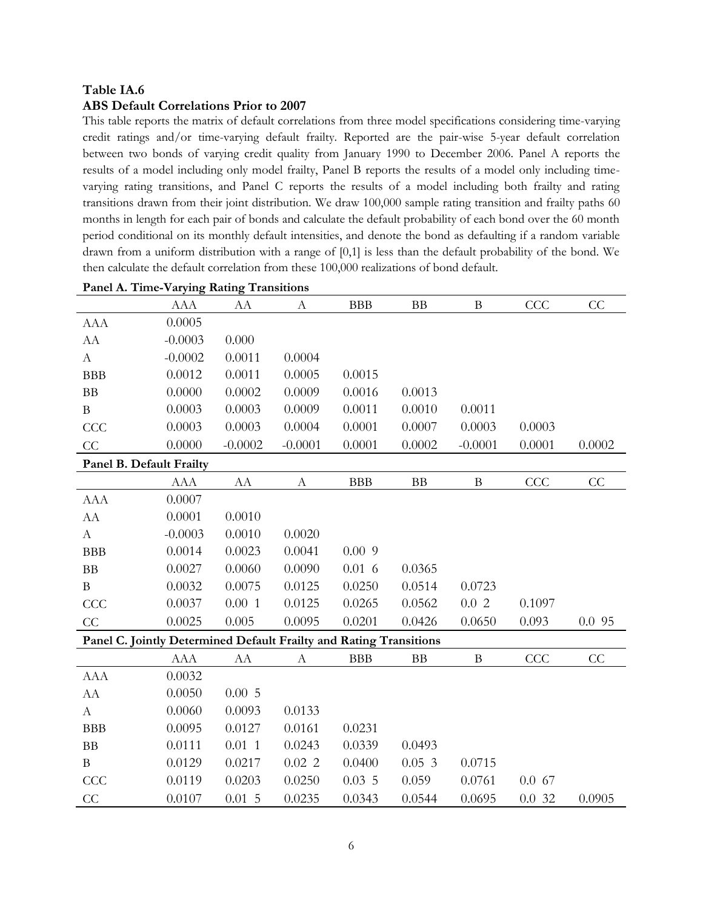**Table IA.6**
**ABS Default Correlations Prior to 2007**

This table reports the matrix of default correlations from three model specifications considering time-varying credit ratings and/or time-varying default frailty. Reported are the pair-wise 5-year default correlation between two bonds of varying credit quality from January 1990 to December 2006. Panel A reports the results of a model including only model frailty, Panel B reports the results of a model only including time-varying rating transitions, and Panel C reports the results of a model including both frailty and rating transitions drawn from their joint distribution. We draw 100,000 sample rating transition and frailty paths 60 months in length for each pair of bonds and calculate the default probability of each bond over the 60 month period conditional on its monthly default intensities, and denote the bond as defaulting if a random variable drawn from a uniform distribution with a range of [0,1] is less than the default probability of the bond. We then calculate the default correlation from these 100,000 realizations of bond default.

**Panel A. Time-Varying Rating Transitions**

| | AAA | AA | A | BBB | BB | B | CCC | CC |
|---|---|---|---|---|---|---|---|---|
| AAA | 0.0005 | | | | | | | |
| AA | -0.0003 | 0.000 | | | | | | |
| A | -0.0002 | 0.0011 | 0.0004 | | | | | |
| BBB | 0.0012 | 0.0011 | 0.0005 | 0.0015 | | | | |
| BB | 0.0000 | 0.0002 | 0.0009 | 0.0016 | 0.0013 | | | |
| B | 0.0003 | 0.0003 | 0.0009 | 0.0011 | 0.0010 | 0.0011 | | |
| CCC | 0.0003 | 0.0003 | 0.0004 | 0.0001 | 0.0007 | 0.0003 | 0.0003 | |
| CC | 0.0000 | -0.0002 | -0.0001 | 0.0001 | 0.0002 | -0.0001 | 0.0001 | 0.0002 |

**Panel B. Default Frailty**

| | AAA | AA | A | BBB | BB | B | CCC | CC |
|---|---|---|---|---|---|---|---|---|
| AAA | 0.0007 | | | | | | | |
| AA | 0.0001 | 0.0010 | | | | | | |
| A | -0.0003 | 0.0010 | 0.0020 | | | | | |
| BBB | 0.0014 | 0.0023 | 0.0041 | 0.00 9 | | | | |
| BB | 0.0027 | 0.0060 | 0.0090 | 0.01 6 | 0.0365 | | | |
| B | 0.0032 | 0.0075 | 0.0125 | 0.0250 | 0.0514 | 0.0723 | | |
| CCC | 0.0037 | 0.00 1 | 0.0125 | 0.0265 | 0.0562 | 0.0 2 | 0.1097 | |
| CC | 0.0025 | 0.005 | 0.0095 | 0.0201 | 0.0426 | 0.0650 | 0.093 | 0.0 95 |

**Panel C. Jointly Determined Default Frailty and Rating Transitions**

| | AAA | AA | A | BBB | BB | B | CCC | CC |
|---|---|---|---|---|---|---|---|---|
| AAA | 0.0032 | | | | | | | |
| AA | 0.0050 | 0.00 5 | | | | | | |
| A | 0.0060 | 0.0093 | 0.0133 | | | | | |
| BBB | 0.0095 | 0.0127 | 0.0161 | 0.0231 | | | | |
| BB | 0.0111 | 0.01 1 | 0.0243 | 0.0339 | 0.0493 | | | |
| B | 0.0129 | 0.0217 | 0.02 2 | 0.0400 | 0.05 3 | 0.0715 | | |
| CCC | 0.0119 | 0.0203 | 0.0250 | 0.03 5 | 0.059 | 0.0761 | 0.0 67 | |
| CC | 0.0107 | 0.01 5 | 0.0235 | 0.0343 | 0.0544 | 0.0695 | 0.0 32 | 0.0905 |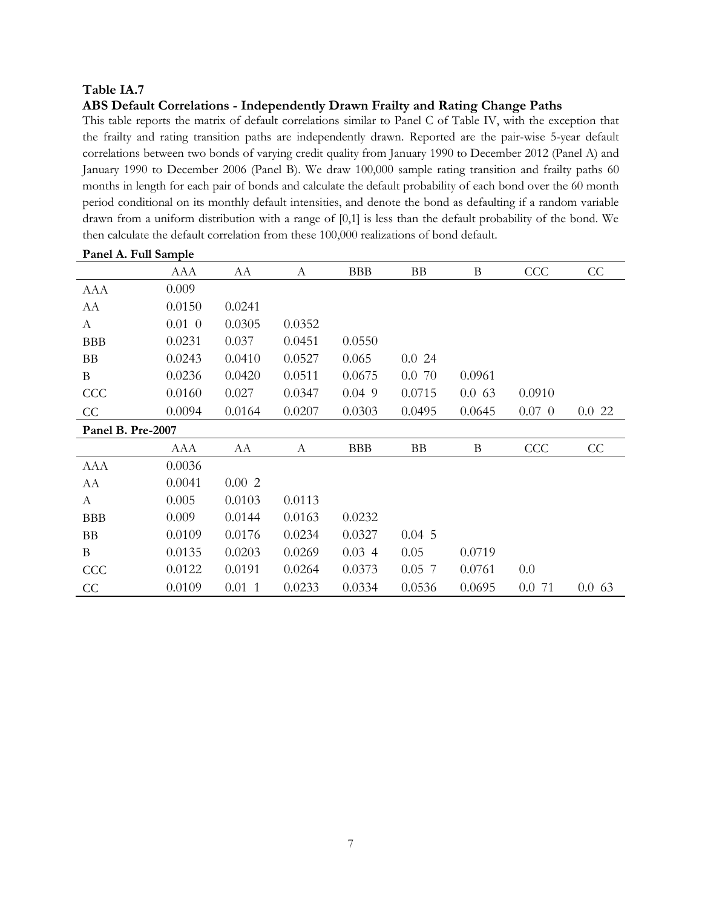**Table IA.7**

**ABS Default Correlations - Independently Drawn Frailty and Rating Change Paths**

This table reports the matrix of default correlations similar to Panel C of Table IV, with the exception that the frailty and rating transition paths are independently drawn. Reported are the pair-wise 5-year default correlations between two bonds of varying credit quality from January 1990 to December 2012 (Panel A) and January 1990 to December 2006 (Panel B). We draw 100,000 sample rating transition and frailty paths 60 months in length for each pair of bonds and calculate the default probability of each bond over the 60 month period conditional on its monthly default intensities, and denote the bond as defaulting if a random variable drawn from a uniform distribution with a range of [0,1] is less than the default probability of the bond. We then calculate the default correlation from these 100,000 realizations of bond default.

**Panel A. Full Sample**

| | AAA | AA | A | BBB | BB | B | CCC | CC |
|---|---|---|---|---|---|---|---|---|
| AAA | 0.009 | | | | | | | |
| AA | 0.0150 | 0.0241 | | | | | | |
| A | 0.01 0 | 0.0305 | 0.0352 | | | | | |
| BBB | 0.0231 | 0.037 | 0.0451 | 0.0550 | | | | |
| BB | 0.0243 | 0.0410 | 0.0527 | 0.065 | 0.0 24 | | | |
| B | 0.0236 | 0.0420 | 0.0511 | 0.0675 | 0.0 70 | 0.0961 | | |
| CCC | 0.0160 | 0.027 | 0.0347 | 0.04 9 | 0.0715 | 0.0 63 | 0.0910 | |
| CC | 0.0094 | 0.0164 | 0.0207 | 0.0303 | 0.0495 | 0.0645 | 0.07 0 | 0.0 22 |

**Panel B. Pre-2007**

| | AAA | AA | A | BBB | BB | B | CCC | CC |
|---|---|---|---|---|---|---|---|---|
| AAA | 0.0036 | | | | | | | |
| AA | 0.0041 | 0.00 2 | | | | | | |
| A | 0.005 | 0.0103 | 0.0113 | | | | | |
| BBB | 0.009 | 0.0144 | 0.0163 | 0.0232 | | | | |
| BB | 0.0109 | 0.0176 | 0.0234 | 0.0327 | 0.04 5 | | | |
| B | 0.0135 | 0.0203 | 0.0269 | 0.03 4 | 0.05 | 0.0719 | | |
| CCC | 0.0122 | 0.0191 | 0.0264 | 0.0373 | 0.05 7 | 0.0761 | 0.0 | |
| CC | 0.0109 | 0.01 1 | 0.0233 | 0.0334 | 0.0536 | 0.0695 | 0.0 71 | 0.0 63 |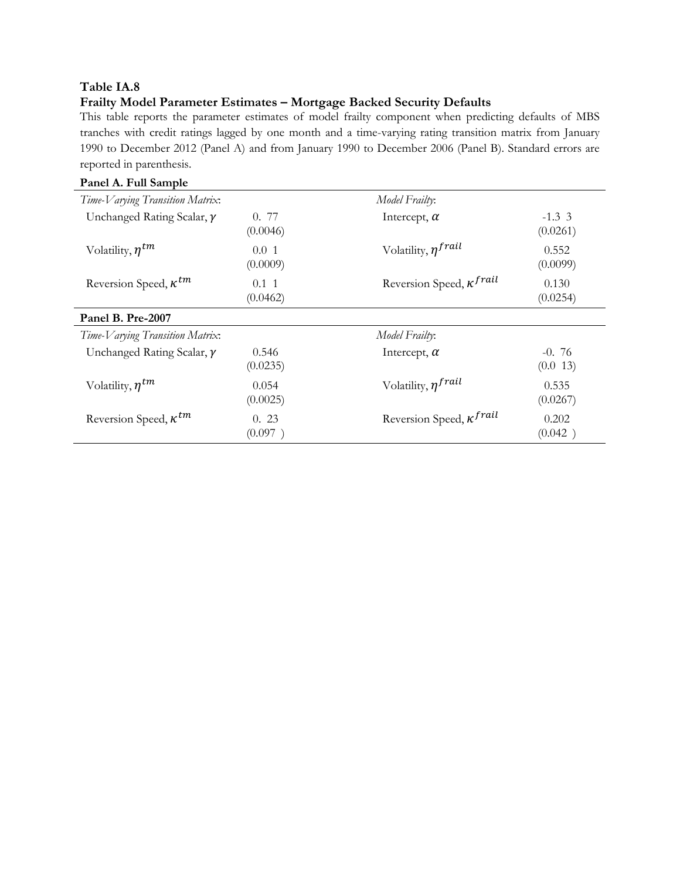**Table IA.8**

**Frailty Model Parameter Estimates – Mortgage Backed Security Defaults**

This table reports the parameter estimates of model frailty component when predicting defaults of MBS tranches with credit ratings lagged by one month and a time-varying rating transition matrix from January 1990 to December 2012 (Panel A) and from January 1990 to December 2006 (Panel B). Standard errors are reported in parenthesis.

**Panel A. Full Sample**

| *Time-Varying Transition Matrix*: | | *Model Frailty*: | |
|---|---|---|---|
| Unchanged Rating Scalar, $\gamma$ | 0. 77<br>(0.0046) | Intercept, $\alpha$ | -1.3 3<br>(0.0261) |
| Volatility, $\eta^{tm}$ | 0.0 1<br>(0.0009) | Volatility, $\eta^{frail}$ | 0.552<br>(0.0099) |
| Reversion Speed, $\kappa^{tm}$ | 0.1 1<br>(0.0462) | Reversion Speed, $\kappa^{frail}$ | 0.130<br>(0.0254) |

**Panel B. Pre-2007**

| *Time-Varying Transition Matrix*: | | *Model Frailty*: | |
|---|---|---|---|
| Unchanged Rating Scalar, $\gamma$ | 0.546<br>(0.0235) | Intercept, $\alpha$ | -0. 76<br>(0.0 13) |
| Volatility, $\eta^{tm}$ | 0.054<br>(0.0025) | Volatility, $\eta^{frail}$ | 0.535<br>(0.0267) |
| Reversion Speed, $\kappa^{tm}$ | 0. 23<br>(0.097 ) | Reversion Speed, $\kappa^{frail}$ | 0.202<br>(0.042 ) |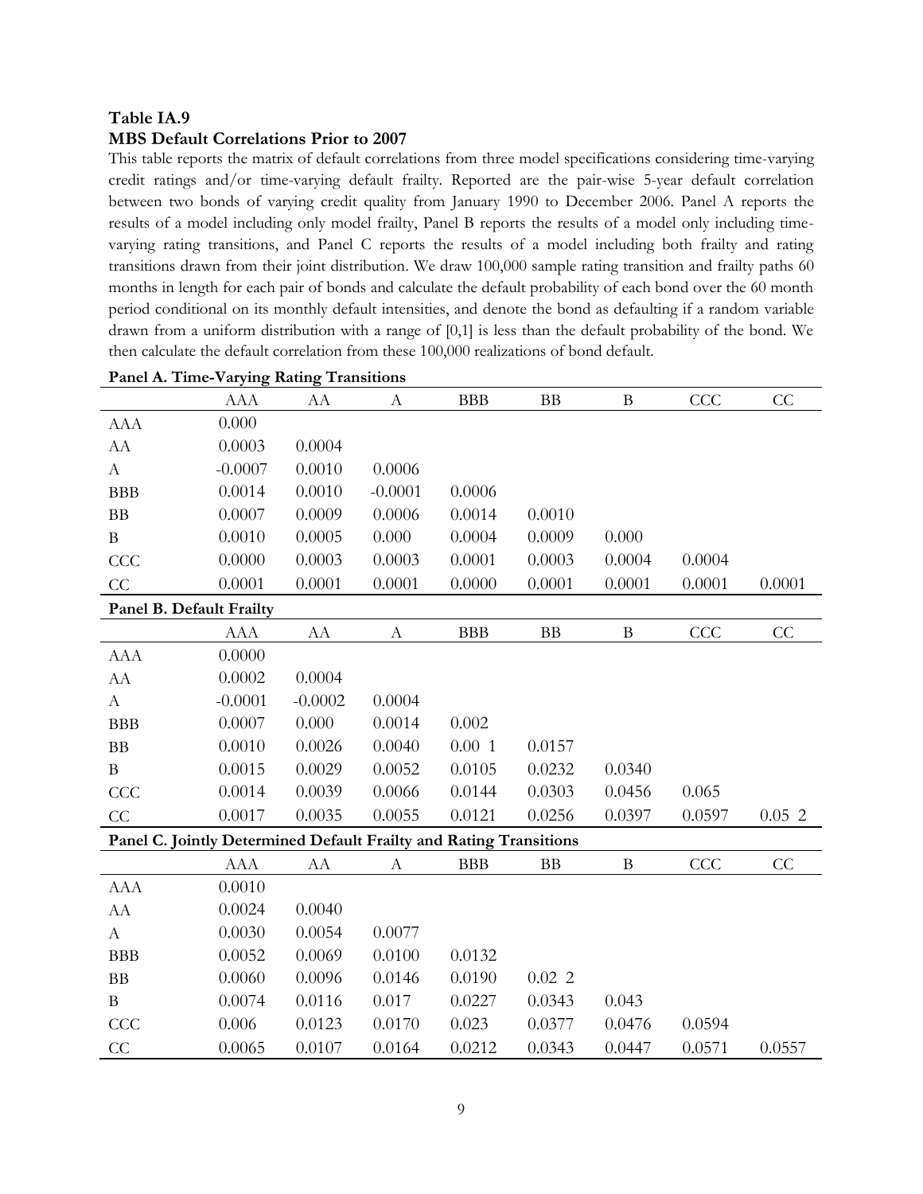**Table IA.9**
**MBS Default Correlations Prior to 2007**

This table reports the matrix of default correlations from three model specifications considering time-varying credit ratings and/or time-varying default frailty. Reported are the pair-wise 5-year default correlation between two bonds of varying credit quality from January 1990 to December 2006. Panel A reports the results of a model including only model frailty, Panel B reports the results of a model only including time-varying rating transitions, and Panel C reports the results of a model including both frailty and rating transitions drawn from their joint distribution. We draw 100,000 sample rating transition and frailty paths 60 months in length for each pair of bonds and calculate the default probability of each bond over the 60 month period conditional on its monthly default intensities, and denote the bond as defaulting if a random variable drawn from a uniform distribution with a range of [0,1] is less than the default probability of the bond. We then calculate the default correlation from these 100,000 realizations of bond default.

**Panel A. Time-Varying Rating Transitions**

| | AAA | AA | A | BBB | BB | B | CCC | CC |
|---|---|---|---|---|---|---|---|---|
| AAA | 0.000 | | | | | | | |
| AA | 0.0003 | 0.0004 | | | | | | |
| A | -0.0007 | 0.0010 | 0.0006 | | | | | |
| BBB | 0.0014 | 0.0010 | -0.0001 | 0.0006 | | | | |
| BB | 0.0007 | 0.0009 | 0.0006 | 0.0014 | 0.0010 | | | |
| B | 0.0010 | 0.0005 | 0.000 | 0.0004 | 0.0009 | 0.000 | | |
| CCC | 0.0000 | 0.0003 | 0.0003 | 0.0001 | 0.0003 | 0.0004 | 0.0004 | |
| CC | 0.0001 | 0.0001 | 0.0001 | 0.0000 | 0.0001 | 0.0001 | 0.0001 | 0.0001 |

**Panel B. Default Frailty**

| | AAA | AA | A | BBB | BB | B | CCC | CC |
|---|---|---|---|---|---|---|---|---|
| AAA | 0.0000 | | | | | | | |
| AA | 0.0002 | 0.0004 | | | | | | |
| A | -0.0001 | -0.0002 | 0.0004 | | | | | |
| BBB | 0.0007 | 0.000 | 0.0014 | 0.002 | | | | |
| BB | 0.0010 | 0.0026 | 0.0040 | 0.00 1 | 0.0157 | | | |
| B | 0.0015 | 0.0029 | 0.0052 | 0.0105 | 0.0232 | 0.0340 | | |
| CCC | 0.0014 | 0.0039 | 0.0066 | 0.0144 | 0.0303 | 0.0456 | 0.065 | |
| CC | 0.0017 | 0.0035 | 0.0055 | 0.0121 | 0.0256 | 0.0397 | 0.0597 | 0.05 2 |

**Panel C. Jointly Determined Default Frailty and Rating Transitions**

| | AAA | AA | A | BBB | BB | B | CCC | CC |
|---|---|---|---|---|---|---|---|---|
| AAA | 0.0010 | | | | | | | |
| AA | 0.0024 | 0.0040 | | | | | | |
| A | 0.0030 | 0.0054 | 0.0077 | | | | | |
| BBB | 0.0052 | 0.0069 | 0.0100 | 0.0132 | | | | |
| BB | 0.0060 | 0.0096 | 0.0146 | 0.0190 | 0.02 2 | | | |
| B | 0.0074 | 0.0116 | 0.017 | 0.0227 | 0.0343 | 0.043 | | |
| CCC | 0.006 | 0.0123 | 0.0170 | 0.023 | 0.0377 | 0.0476 | 0.0594 | |
| CC | 0.0065 | 0.0107 | 0.0164 | 0.0212 | 0.0343 | 0.0447 | 0.0571 | 0.0557 |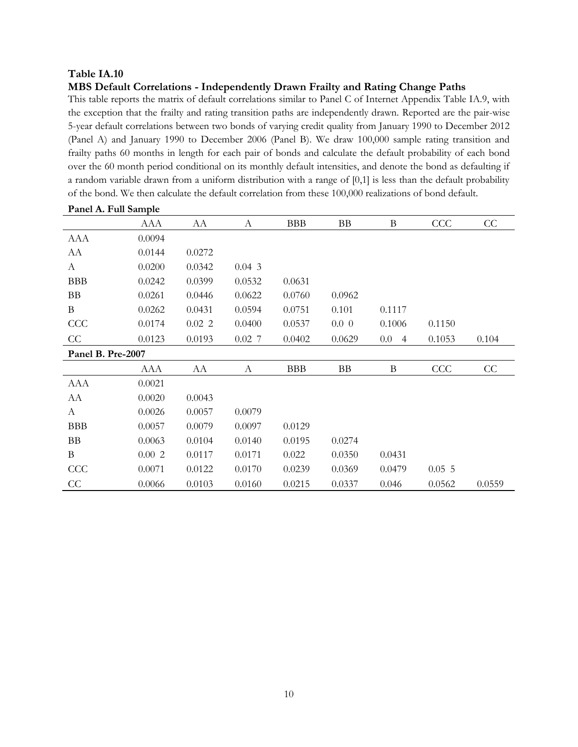**Table IA.10**

**MBS Default Correlations - Independently Drawn Frailty and Rating Change Paths**

This table reports the matrix of default correlations similar to Panel C of Internet Appendix Table IA.9, with the exception that the frailty and rating transition paths are independently drawn. Reported are the pair-wise 5-year default correlations between two bonds of varying credit quality from January 1990 to December 2012 (Panel A) and January 1990 to December 2006 (Panel B). We draw 100,000 sample rating transition and frailty paths 60 months in length for each pair of bonds and calculate the default probability of each bond over the 60 month period conditional on its monthly default intensities, and denote the bond as defaulting if a random variable drawn from a uniform distribution with a range of [0,1] is less than the default probability of the bond. We then calculate the default correlation from these 100,000 realizations of bond default.

**Panel A. Full Sample**

| | AAA | AA | A | BBB | BB | B | CCC | CC |
|---|---|---|---|---|---|---|---|---|
| AAA | 0.0094 | | | | | | | |
| AA | 0.0144 | 0.0272 | | | | | | |
| A | 0.0200 | 0.0342 | 0.04 3 | | | | | |
| BBB | 0.0242 | 0.0399 | 0.0532 | 0.0631 | | | | |
| BB | 0.0261 | 0.0446 | 0.0622 | 0.0760 | 0.0962 | | | |
| B | 0.0262 | 0.0431 | 0.0594 | 0.0751 | 0.101 | 0.1117 | | |
| CCC | 0.0174 | 0.02 2 | 0.0400 | 0.0537 | 0.0 0 | 0.1006 | 0.1150 | |
| CC | 0.0123 | 0.0193 | 0.02 7 | 0.0402 | 0.0629 | 0.0 4 | 0.1053 | 0.104 |

**Panel B. Pre-2007**

| | AAA | AA | A | BBB | BB | B | CCC | CC |
|---|---|---|---|---|---|---|---|---|
| AAA | 0.0021 | | | | | | | |
| AA | 0.0020 | 0.0043 | | | | | | |
| A | 0.0026 | 0.0057 | 0.0079 | | | | | |
| BBB | 0.0057 | 0.0079 | 0.0097 | 0.0129 | | | | |
| BB | 0.0063 | 0.0104 | 0.0140 | 0.0195 | 0.0274 | | | |
| B | 0.00 2 | 0.0117 | 0.0171 | 0.022 | 0.0350 | 0.0431 | | |
| CCC | 0.0071 | 0.0122 | 0.0170 | 0.0239 | 0.0369 | 0.0479 | 0.05 5 | |
| CC | 0.0066 | 0.0103 | 0.0160 | 0.0215 | 0.0337 | 0.046 | 0.0562 | 0.0559 |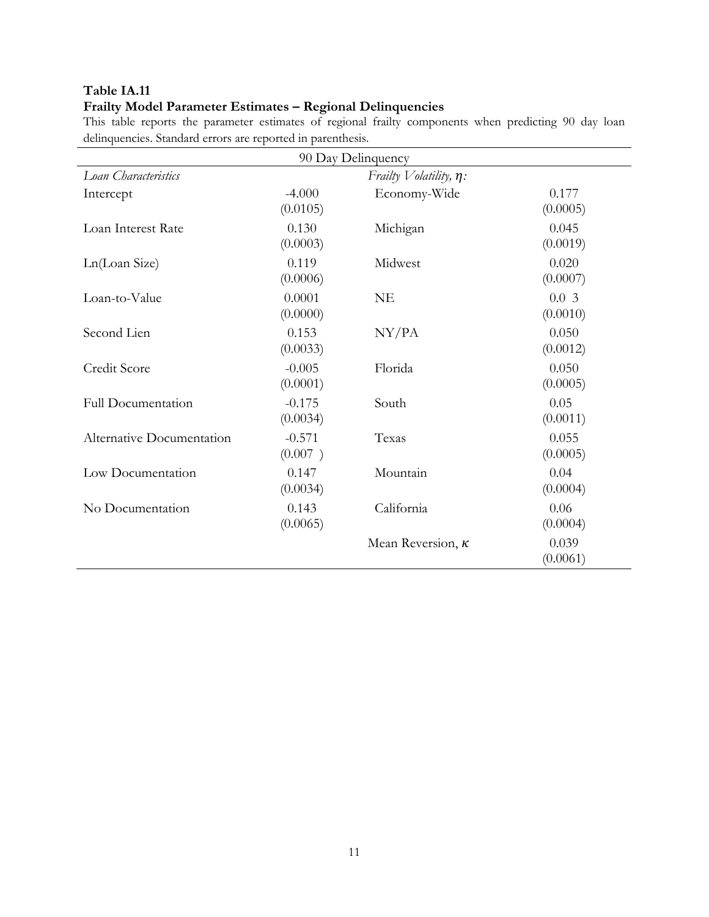**Table IA.11**
**Frailty Model Parameter Estimates – Regional Delinquencies**

This table reports the parameter estimates of regional frailty components when predicting 90 day loan delinquencies. Standard errors are reported in parenthesis.

| 90 Day Delinquency | | | |
|---|---|---|---|
| *Loan Characteristics* | | *Frailty Volatility, $\eta$:* | |
| Intercept | -4.000<br>(0.0105) | Economy-Wide | 0.177<br>(0.0005) |
| Loan Interest Rate | 0.130<br>(0.0003) | Michigan | 0.045<br>(0.0019) |
| Ln(Loan Size) | 0.119<br>(0.0006) | Midwest | 0.020<br>(0.0007) |
| Loan-to-Value | 0.0001<br>(0.0000) | NE | 0.0 3<br>(0.0010) |
| Second Lien | 0.153<br>(0.0033) | NY/PA | 0.050<br>(0.0012) |
| Credit Score | -0.005<br>(0.0001) | Florida | 0.050<br>(0.0005) |
| Full Documentation | -0.175<br>(0.0034) | South | 0.05<br>(0.0011) |
| Alternative Documentation | -0.571<br>(0.007 ) | Texas | 0.055<br>(0.0005) |
| Low Documentation | 0.147<br>(0.0034) | Mountain | 0.04<br>(0.0004) |
| No Documentation | 0.143<br>(0.0065) | California | 0.06<br>(0.0004) |
| | | Mean Reversion, $\kappa$ | 0.039<br>(0.0061) |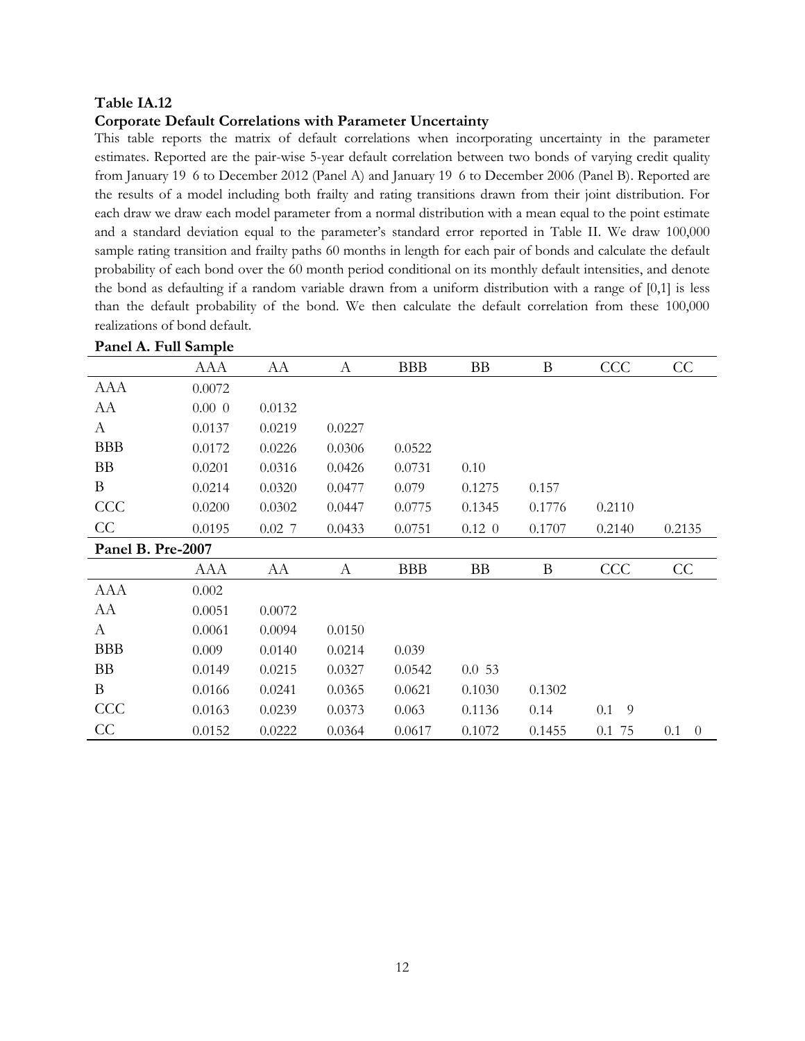**Table IA.12**

**Corporate Default Correlations with Parameter Uncertainty**

This table reports the matrix of default correlations when incorporating uncertainty in the parameter estimates. Reported are the pair-wise 5-year default correlation between two bonds of varying credit quality from January 19 6 to December 2012 (Panel A) and January 19 6 to December 2006 (Panel B). Reported are the results of a model including both frailty and rating transitions drawn from their joint distribution. For each draw we draw each model parameter from a normal distribution with a mean equal to the point estimate and a standard deviation equal to the parameter's standard error reported in Table II. We draw 100,000 sample rating transition and frailty paths 60 months in length for each pair of bonds and calculate the default probability of each bond over the 60 month period conditional on its monthly default intensities, and denote the bond as defaulting if a random variable drawn from a uniform distribution with a range of [0,1] is less than the default probability of the bond. We then calculate the default correlation from these 100,000 realizations of bond default.

**Panel A. Full Sample**

| | AAA | AA | A | BBB | BB | B | CCC | CC |
|---|---|---|---|---|---|---|---|---|
| AAA | 0.0072 | | | | | | | |
| AA | 0.00 0 | 0.0132 | | | | | | |
| A | 0.0137 | 0.0219 | 0.0227 | | | | | |
| BBB | 0.0172 | 0.0226 | 0.0306 | 0.0522 | | | | |
| BB | 0.0201 | 0.0316 | 0.0426 | 0.0731 | 0.10 | | | |
| B | 0.0214 | 0.0320 | 0.0477 | 0.079 | 0.1275 | 0.157 | | |
| CCC | 0.0200 | 0.0302 | 0.0447 | 0.0775 | 0.1345 | 0.1776 | 0.2110 | |
| CC | 0.0195 | 0.02 7 | 0.0433 | 0.0751 | 0.12 0 | 0.1707 | 0.2140 | 0.2135 |

**Panel B. Pre-2007**

| | AAA | AA | A | BBB | BB | B | CCC | CC |
|---|---|---|---|---|---|---|---|---|
| AAA | 0.002 | | | | | | | |
| AA | 0.0051 | 0.0072 | | | | | | |
| A | 0.0061 | 0.0094 | 0.0150 | | | | | |
| BBB | 0.009 | 0.0140 | 0.0214 | 0.039 | | | | |
| BB | 0.0149 | 0.0215 | 0.0327 | 0.0542 | 0.0 53 | | | |
| B | 0.0166 | 0.0241 | 0.0365 | 0.0621 | 0.1030 | 0.1302 | | |
| CCC | 0.0163 | 0.0239 | 0.0373 | 0.063 | 0.1136 | 0.14 | 0.1 9 | |
| CC | 0.0152 | 0.0222 | 0.0364 | 0.0617 | 0.1072 | 0.1455 | 0.1 75 | 0.1 0 |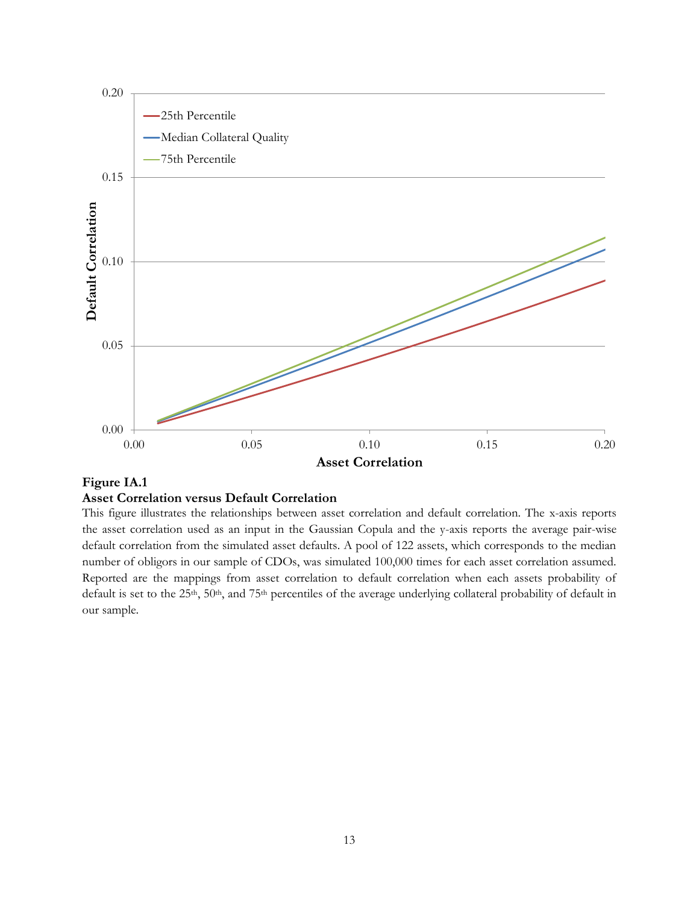**Figure IA.1**

**Asset Correlation versus Default Correlation**

This figure illustrates the relationships between asset correlation and default correlation. The x-axis reports the asset correlation used as an input in the Gaussian Copula and the y-axis reports the average pair-wise default correlation from the simulated asset defaults. A pool of 122 assets, which corresponds to the median number of obligors in our sample of CDOs, was simulated 100,000 times for each asset correlation assumed. Reported are the mappings from asset correlation to default correlation when each assets probability of default is set to the 25th, 50th, and 75th percentiles of the average underlying collateral probability of default in our sample.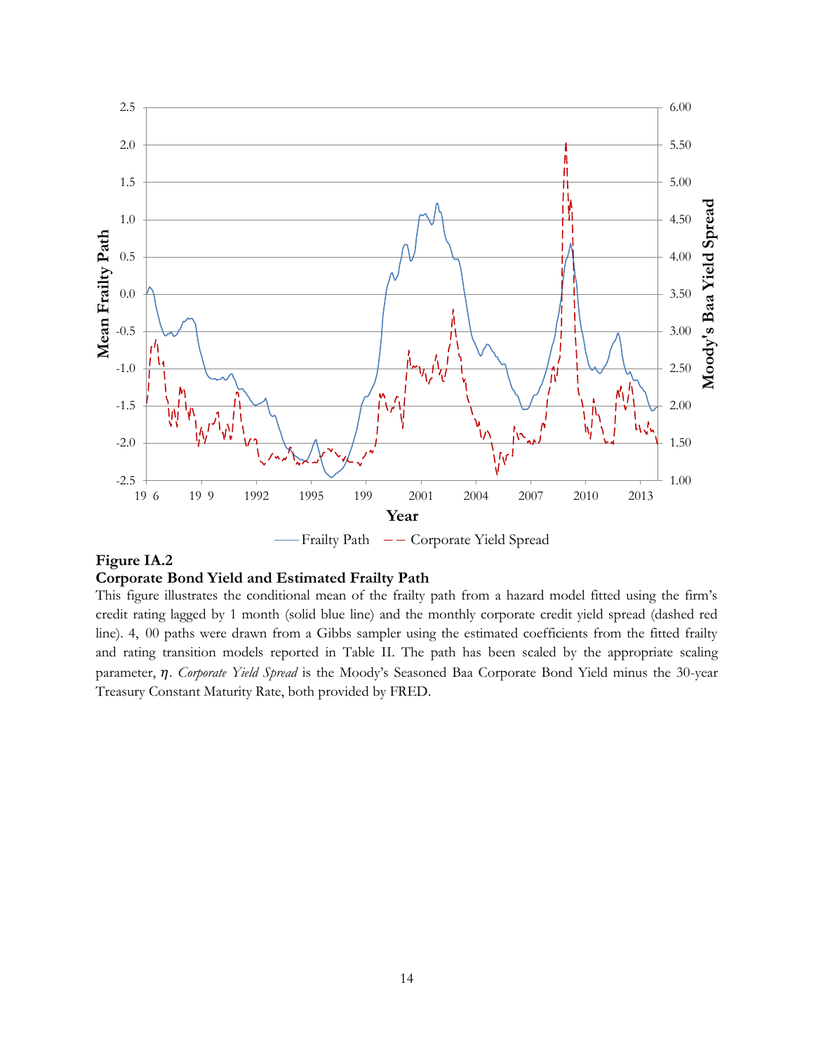**Figure IA.2**
**Corporate Bond Yield and Estimated Frailty Path**

This figure illustrates the conditional mean of the frailty path from a hazard model fitted using the firm's credit rating lagged by 1 month (solid blue line) and the monthly corporate credit yield spread (dashed red line). 4, 00 paths were drawn from a Gibbs sampler using the estimated coefficients from the fitted frailty and rating transition models reported in Table II. The path has been scaled by the appropriate scaling parameter, $\eta$. *Corporate Yield Spread* is the Moody's Seasoned Baa Corporate Bond Yield minus the 30-year Treasury Constant Maturity Rate, both provided by FRED.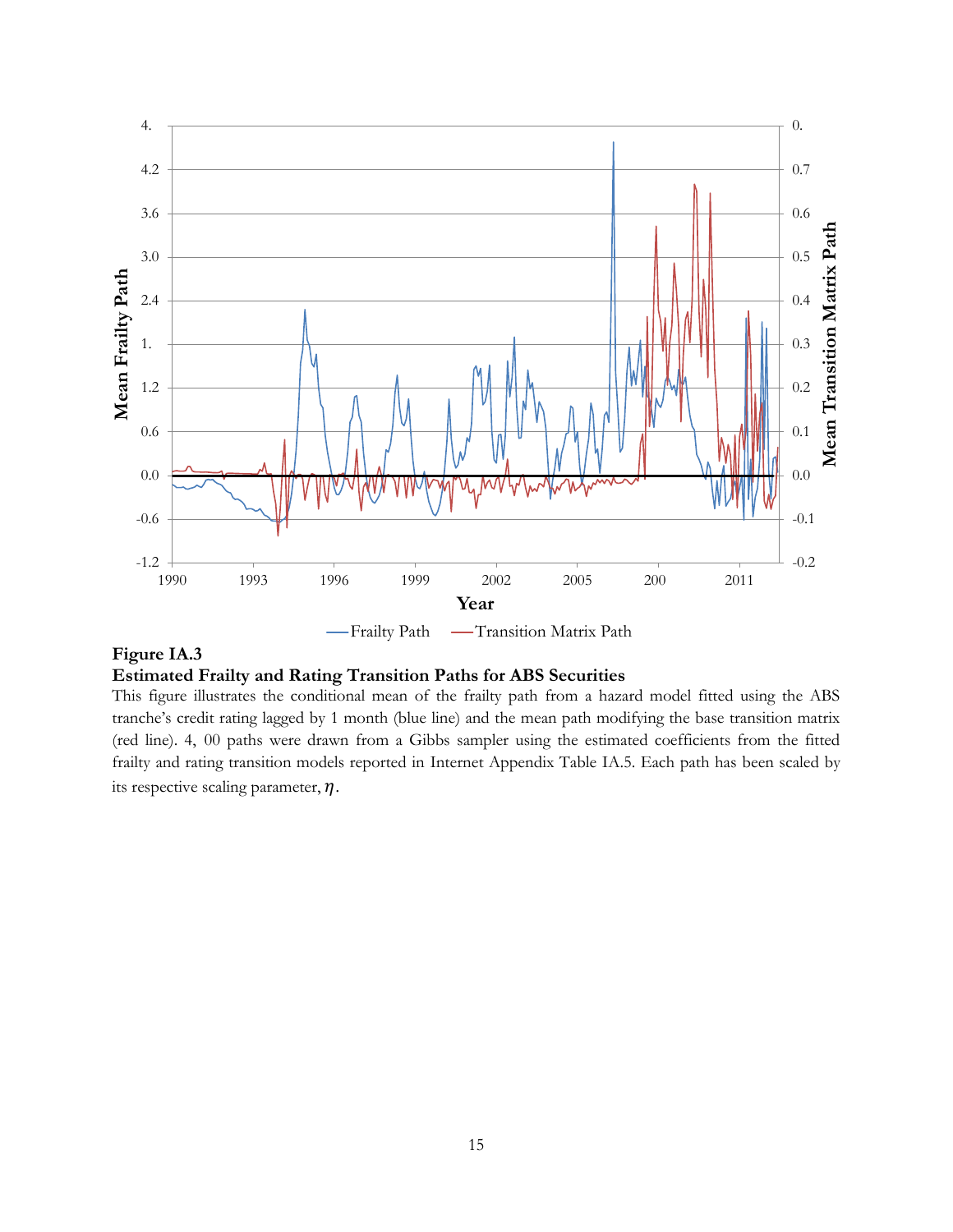**Figure IA.3**

**Estimated Frailty and Rating Transition Paths for ABS Securities**

This figure illustrates the conditional mean of the frailty path from a hazard model fitted using the ABS tranche's credit rating lagged by 1 month (blue line) and the mean path modifying the base transition matrix (red line). 4, 00 paths were drawn from a Gibbs sampler using the estimated coefficients from the fitted frailty and rating transition models reported in Internet Appendix Table IA.5. Each path has been scaled by its respective scaling parameter, $\eta$.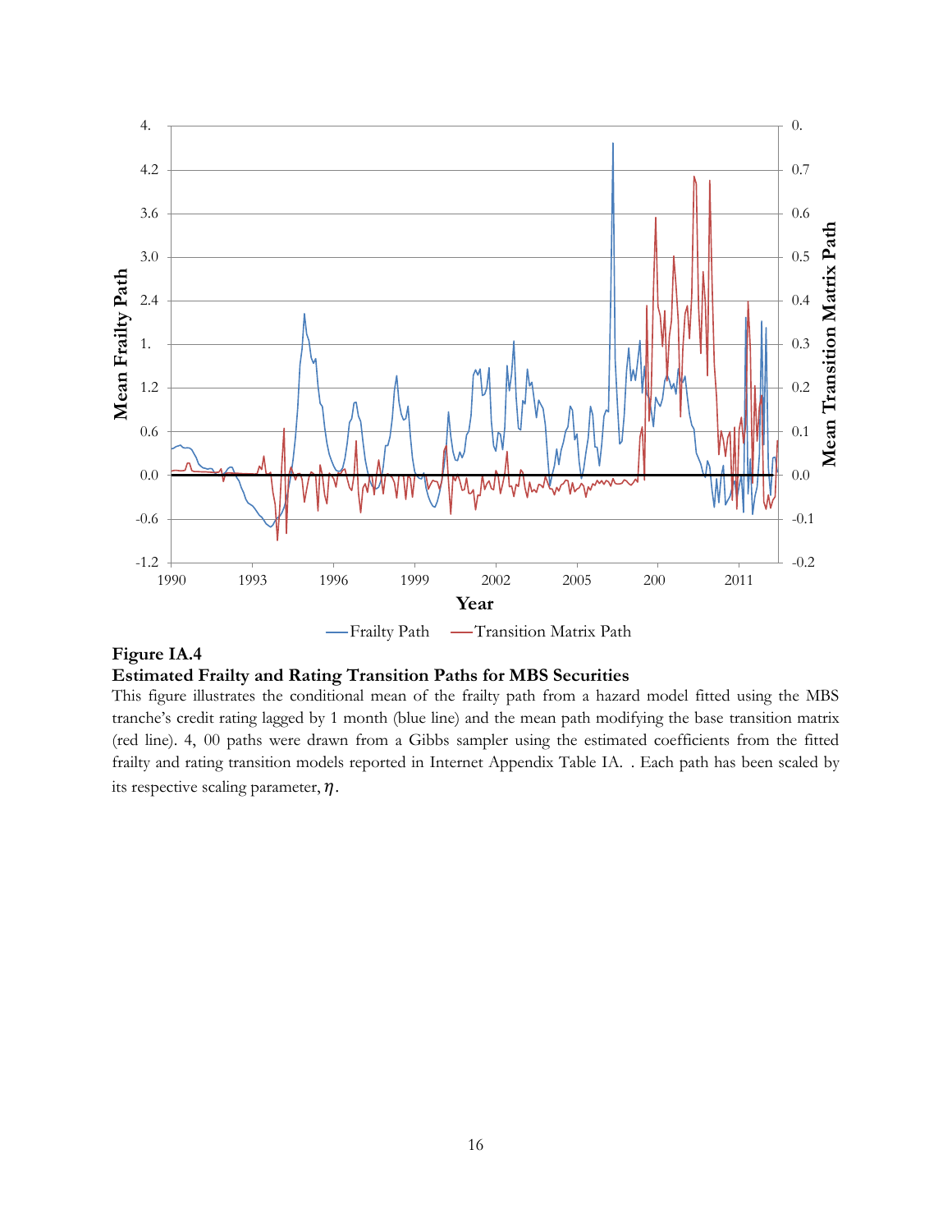4.
4.2
3.6
3.0
2.4
1.
1.2
0.6
0.0
-0.6
-1.2

0.
0.7
0.6
0.5
0.4
0.3
0.2
0.1
0.0
-0.1
-0.2

1990 1993 1996 1999 2002 2005 200 2011

**Mean Frailty Path**

**Mean Transition Matrix Path**

**Year**

Frailty Path — Transition Matrix Path

**Figure IA.4**
**Estimated Frailty and Rating Transition Paths for MBS Securities**

This figure illustrates the conditional mean of the frailty path from a hazard model fitted using the MBS tranche's credit rating lagged by 1 month (blue line) and the mean path modifying the base transition matrix (red line). 4, 00 paths were drawn from a Gibbs sampler using the estimated coefficients from the fitted frailty and rating transition models reported in Internet Appendix Table IA. . Each path has been scaled by its respective scaling parameter, $\eta$.